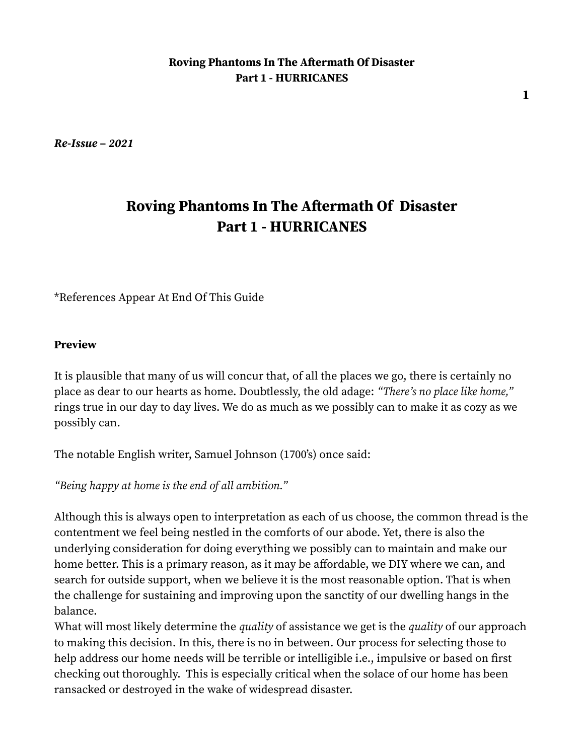*Re-Issue – 2021*

# Roving Phantoms In The Aftermath Of Disaster
# Part 1 - HURRICANES

*References Appear At End Of This Guide

**Preview**

It is plausible that many of us will concur that, of all the places we go, there is certainly no place as dear to our hearts as home. Doubtlessly, the old adage: *"There's no place like home,"* rings true in our day to day lives. We do as much as we possibly can to make it as cozy as we possibly can.

The notable English writer, Samuel Johnson (1700's) once said:

*"Being happy at home is the end of all ambition."*

Although this is always open to interpretation as each of us choose, the common thread is the contentment we feel being nestled in the comforts of our abode. Yet, there is also the underlying consideration for doing everything we possibly can to maintain and make our home better. This is a primary reason, as it may be affordable, we DIY where we can, and search for outside support, when we believe it is the most reasonable option. That is when the challenge for sustaining and improving upon the sanctity of our dwelling hangs in the balance.
What will most likely determine the *quality* of assistance we get is the *quality* of our approach to making this decision. In this, there is no in between. Our process for selecting those to help address our home needs will be terrible or intelligible i.e., impulsive or based on first checking out thoroughly. This is especially critical when the solace of our home has been ransacked or destroyed in the wake of widespread disaster.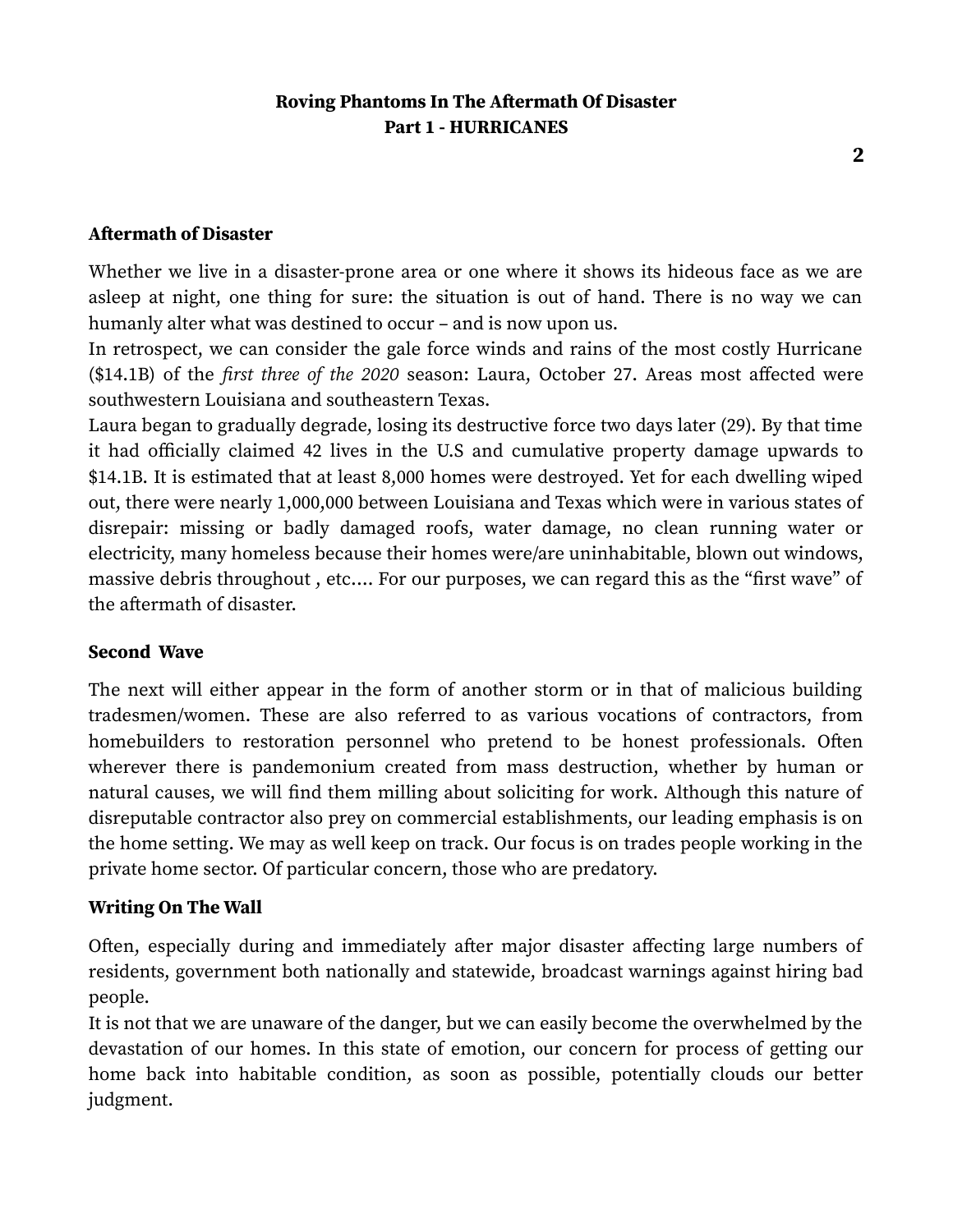## Aftermath of Disaster

Whether we live in a disaster-prone area or one where it shows its hideous face as we are asleep at night, one thing for sure: the situation is out of hand. There is no way we can humanly alter what was destined to occur – and is now upon us.

In retrospect, we can consider the gale force winds and rains of the most costly Hurricane ($14.1B) of the *first three of the 2020* season: Laura, October 27. Areas most affected were southwestern Louisiana and southeastern Texas.

Laura began to gradually degrade, losing its destructive force two days later (29). By that time it had officially claimed 42 lives in the U.S and cumulative property damage upwards to $14.1B. It is estimated that at least 8,000 homes were destroyed. Yet for each dwelling wiped out, there were nearly 1,000,000 between Louisiana and Texas which were in various states of disrepair: missing or badly damaged roofs, water damage, no clean running water or electricity, many homeless because their homes were/are uninhabitable, blown out windows, massive debris throughout , etc…. For our purposes, we can regard this as the "first wave" of the aftermath of disaster.

## Second Wave

The next will either appear in the form of another storm or in that of malicious building tradesmen/women. These are also referred to as various vocations of contractors, from homebuilders to restoration personnel who pretend to be honest professionals. Often wherever there is pandemonium created from mass destruction, whether by human or natural causes, we will find them milling about soliciting for work. Although this nature of disreputable contractor also prey on commercial establishments, our leading emphasis is on the home setting. We may as well keep on track. Our focus is on trades people working in the private home sector. Of particular concern, those who are predatory.

## Writing On The Wall

Often, especially during and immediately after major disaster affecting large numbers of residents, government both nationally and statewide, broadcast warnings against hiring bad people.

It is not that we are unaware of the danger, but we can easily become the overwhelmed by the devastation of our homes. In this state of emotion, our concern for process of getting our home back into habitable condition, as soon as possible, potentially clouds our better judgment.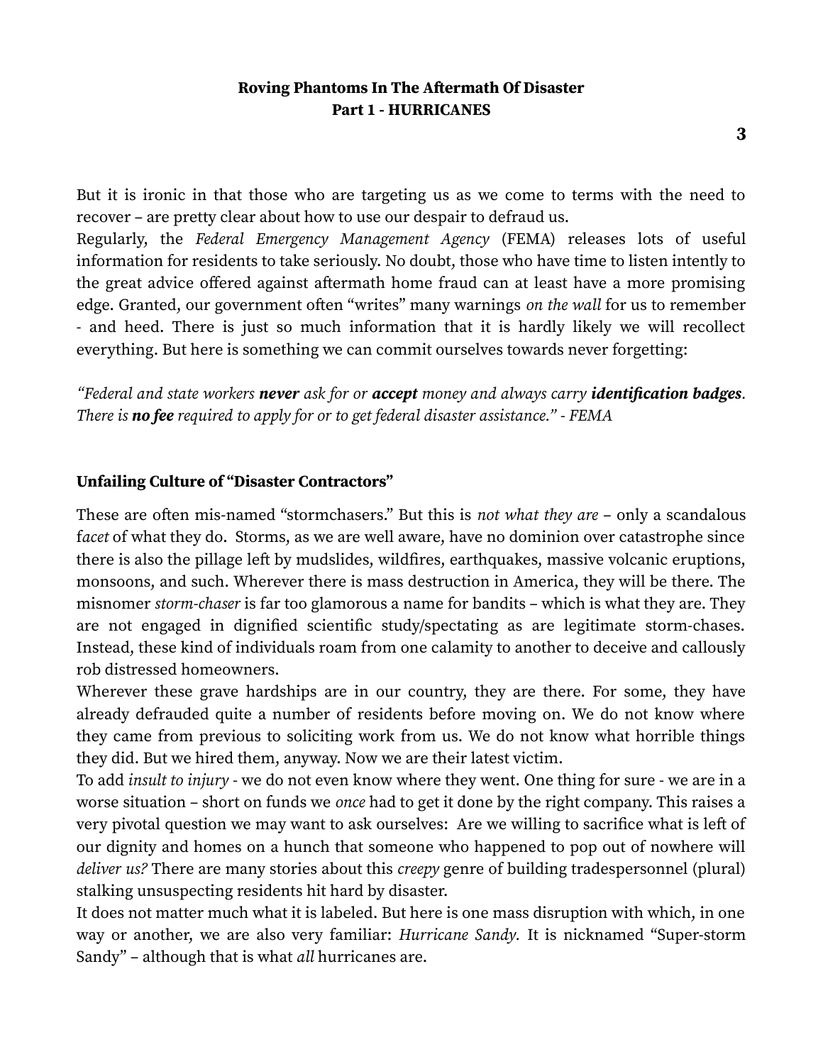But it is ironic in that those who are targeting us as we come to terms with the need to recover – are pretty clear about how to use our despair to defraud us.

Regularly, the *Federal Emergency Management Agency* (FEMA) releases lots of useful information for residents to take seriously. No doubt, those who have time to listen intently to the great advice offered against aftermath home fraud can at least have a more promising edge. Granted, our government often "writes" many warnings *on the wall* for us to remember - and heed. There is just so much information that it is hardly likely we will recollect everything. But here is something we can commit ourselves towards never forgetting:

*"Federal and state workers* ***never*** *ask for or* ***accept*** *money and always carry* ***identification badges****. There is* ***no fee*** *required to apply for or to get federal disaster assistance." - FEMA*

**Unfailing Culture of "Disaster Contractors"**

These are often mis-named "stormchasers." But this is *not what they are* – only a scandalous f*acet* of what they do. Storms, as we are well aware, have no dominion over catastrophe since there is also the pillage left by mudslides, wildfires, earthquakes, massive volcanic eruptions, monsoons, and such. Wherever there is mass destruction in America, they will be there. The misnomer *storm-chaser* is far too glamorous a name for bandits – which is what they are. They are not engaged in dignified scientific study/spectating as are legitimate storm-chases. Instead, these kind of individuals roam from one calamity to another to deceive and callously rob distressed homeowners.

Wherever these grave hardships are in our country, they are there. For some, they have already defrauded quite a number of residents before moving on. We do not know where they came from previous to soliciting work from us. We do not know what horrible things they did. But we hired them, anyway. Now we are their latest victim.

To add *insult to injury* - we do not even know where they went. One thing for sure - we are in a worse situation – short on funds we *once* had to get it done by the right company. This raises a very pivotal question we may want to ask ourselves: Are we willing to sacrifice what is left of our dignity and homes on a hunch that someone who happened to pop out of nowhere will *deliver us?* There are many stories about this *creepy* genre of building tradespersonnel (plural) stalking unsuspecting residents hit hard by disaster.

It does not matter much what it is labeled. But here is one mass disruption with which, in one way or another, we are also very familiar: *Hurricane Sandy.* It is nicknamed "Super-storm Sandy" – although that is what *all* hurricanes are.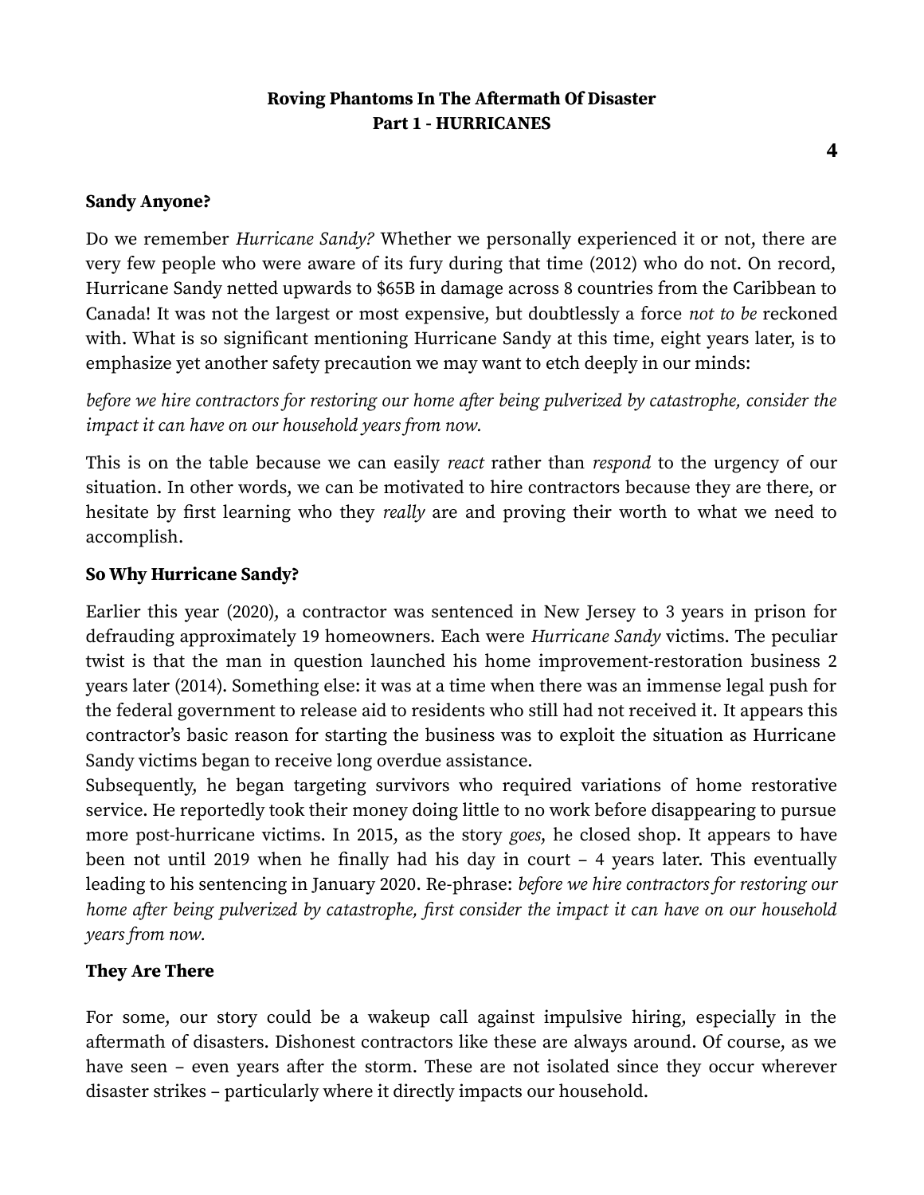**Sandy Anyone?**

Do we remember *Hurricane Sandy?* Whether we personally experienced it or not, there are very few people who were aware of its fury during that time (2012) who do not. On record, Hurricane Sandy netted upwards to $65B in damage across 8 countries from the Caribbean to Canada! It was not the largest or most expensive, but doubtlessly a force *not to be* reckoned with. What is so significant mentioning Hurricane Sandy at this time, eight years later, is to emphasize yet another safety precaution we may want to etch deeply in our minds:

*before we hire contractors for restoring our home after being pulverized by catastrophe, consider the impact it can have on our household years from now.*

This is on the table because we can easily *react* rather than *respond* to the urgency of our situation. In other words, we can be motivated to hire contractors because they are there, or hesitate by first learning who they *really* are and proving their worth to what we need to accomplish.

**So Why Hurricane Sandy?**

Earlier this year (2020), a contractor was sentenced in New Jersey to 3 years in prison for defrauding approximately 19 homeowners. Each were *Hurricane Sandy* victims. The peculiar twist is that the man in question launched his home improvement-restoration business 2 years later (2014). Something else: it was at a time when there was an immense legal push for the federal government to release aid to residents who still had not received it. It appears this contractor's basic reason for starting the business was to exploit the situation as Hurricane Sandy victims began to receive long overdue assistance.

Subsequently, he began targeting survivors who required variations of home restorative service. He reportedly took their money doing little to no work before disappearing to pursue more post-hurricane victims. In 2015, as the story *goes,* he closed shop. It appears to have been not until 2019 when he finally had his day in court – 4 years later. This eventually leading to his sentencing in January 2020. Re-phrase: *before we hire contractors for restoring our home after being pulverized by catastrophe, first consider the impact it can have on our household years from now.*

**They Are There**

For some, our story could be a wakeup call against impulsive hiring, especially in the aftermath of disasters. Dishonest contractors like these are always around. Of course, as we have seen – even years after the storm. These are not isolated since they occur wherever disaster strikes – particularly where it directly impacts our household.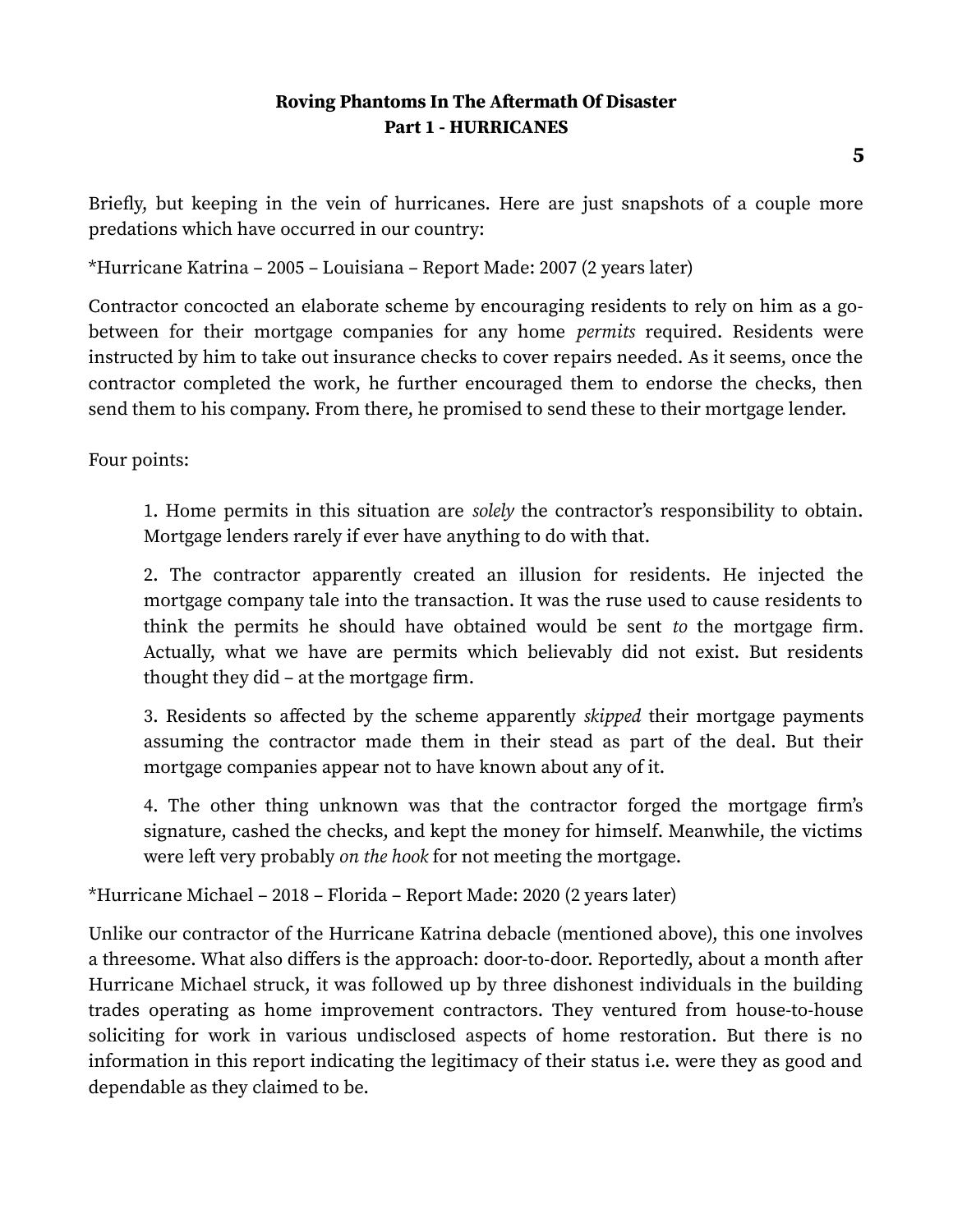Briefly, but keeping in the vein of hurricanes. Here are just snapshots of a couple more predations which have occurred in our country:

*Hurricane Katrina – 2005 – Louisiana – Report Made: 2007 (2 years later)

Contractor concocted an elaborate scheme by encouraging residents to rely on him as a go-between for their mortgage companies for any home *permits* required. Residents were instructed by him to take out insurance checks to cover repairs needed. As it seems, once the contractor completed the work, he further encouraged them to endorse the checks, then send them to his company. From there, he promised to send these to their mortgage lender.

Four points:

1. Home permits in this situation are *solely* the contractor's responsibility to obtain. Mortgage lenders rarely if ever have anything to do with that.

2. The contractor apparently created an illusion for residents. He injected the mortgage company tale into the transaction. It was the ruse used to cause residents to think the permits he should have obtained would be sent *to* the mortgage firm. Actually, what we have are permits which believably did not exist. But residents thought they did – at the mortgage firm.

3. Residents so affected by the scheme apparently *skipped* their mortgage payments assuming the contractor made them in their stead as part of the deal. But their mortgage companies appear not to have known about any of it.

4. The other thing unknown was that the contractor forged the mortgage firm's signature, cashed the checks, and kept the money for himself. Meanwhile, the victims were left very probably *on the hook* for not meeting the mortgage.

*Hurricane Michael – 2018 – Florida – Report Made: 2020 (2 years later)

Unlike our contractor of the Hurricane Katrina debacle (mentioned above), this one involves a threesome. What also differs is the approach: door-to-door. Reportedly, about a month after Hurricane Michael struck, it was followed up by three dishonest individuals in the building trades operating as home improvement contractors. They ventured from house-to-house soliciting for work in various undisclosed aspects of home restoration. But there is no information in this report indicating the legitimacy of their status i.e. were they as good and dependable as they claimed to be.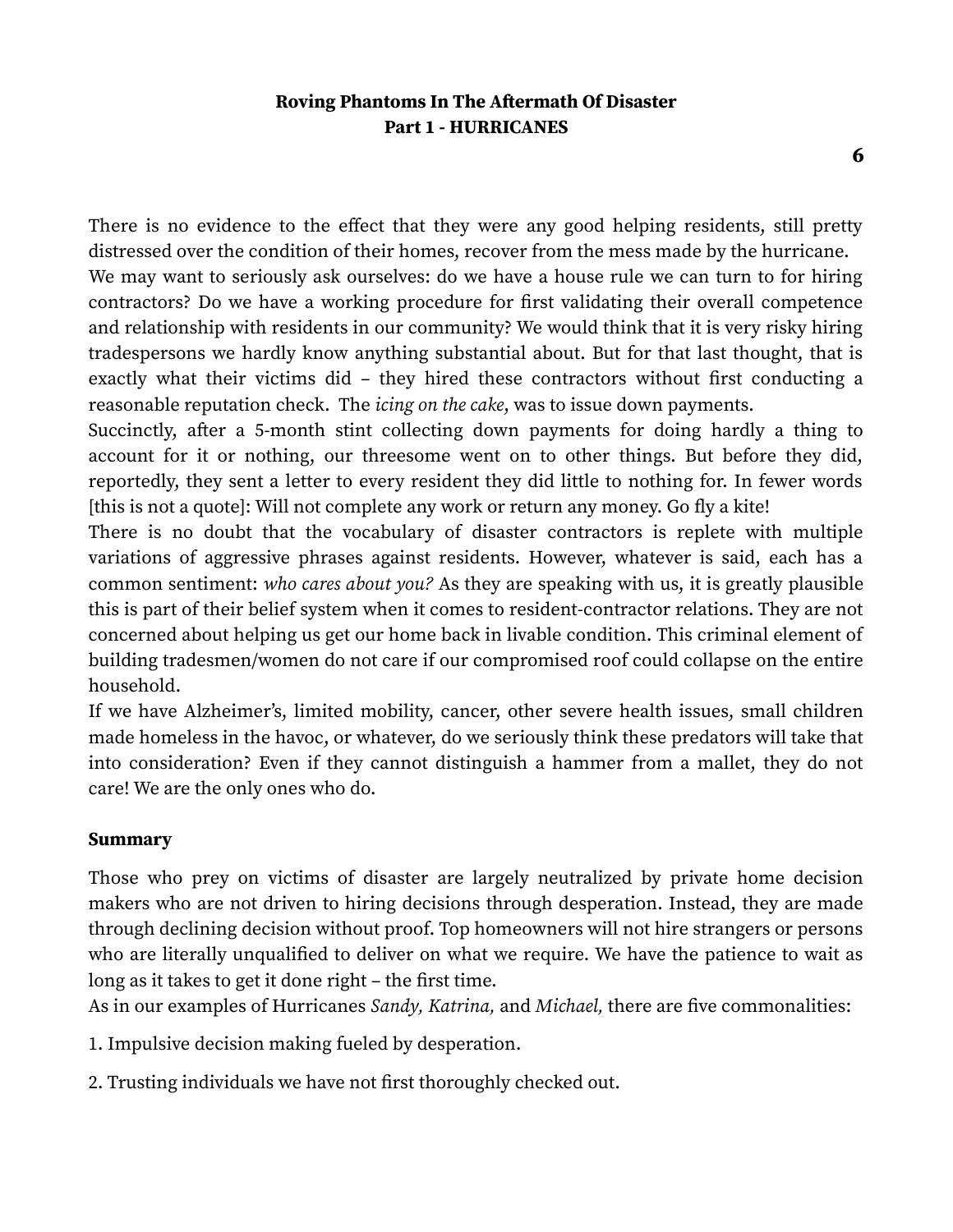There is no evidence to the effect that they were any good helping residents, still pretty distressed over the condition of their homes, recover from the mess made by the hurricane.

We may want to seriously ask ourselves: do we have a house rule we can turn to for hiring contractors? Do we have a working procedure for first validating their overall competence and relationship with residents in our community? We would think that it is very risky hiring tradespersons we hardly know anything substantial about. But for that last thought, that is exactly what their victims did – they hired these contractors without first conducting a reasonable reputation check. The *icing on the cake*, was to issue down payments.

Succinctly, after a 5-month stint collecting down payments for doing hardly a thing to account for it or nothing, our threesome went on to other things. But before they did, reportedly, they sent a letter to every resident they did little to nothing for. In fewer words [this is not a quote]: Will not complete any work or return any money. Go fly a kite!

There is no doubt that the vocabulary of disaster contractors is replete with multiple variations of aggressive phrases against residents. However, whatever is said, each has a common sentiment: *who cares about you?* As they are speaking with us, it is greatly plausible this is part of their belief system when it comes to resident-contractor relations. They are not concerned about helping us get our home back in livable condition. This criminal element of building tradesmen/women do not care if our compromised roof could collapse on the entire household.

If we have Alzheimer's, limited mobility, cancer, other severe health issues, small children made homeless in the havoc, or whatever, do we seriously think these predators will take that into consideration? Even if they cannot distinguish a hammer from a mallet, they do not care! We are the only ones who do.

**Summary**

Those who prey on victims of disaster are largely neutralized by private home decision makers who are not driven to hiring decisions through desperation. Instead, they are made through declining decision without proof. Top homeowners will not hire strangers or persons who are literally unqualified to deliver on what we require. We have the patience to wait as long as it takes to get it done right – the first time.

As in our examples of Hurricanes *Sandy, Katrina,* and *Michael,* there are five commonalities:

1. Impulsive decision making fueled by desperation.

2. Trusting individuals we have not first thoroughly checked out.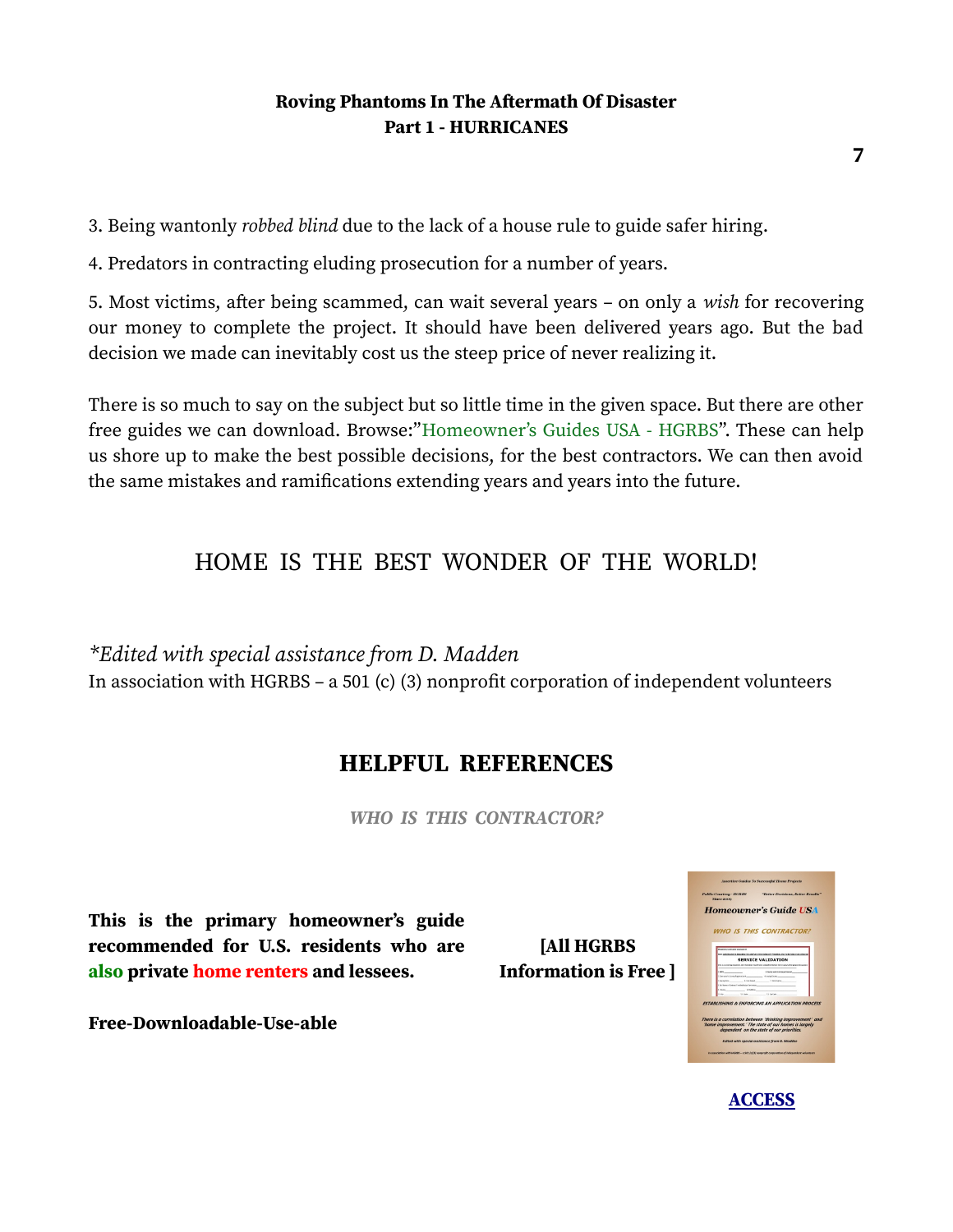3. Being wantonly *robbed blind* due to the lack of a house rule to guide safer hiring.

4. Predators in contracting eluding prosecution for a number of years.

5. Most victims, after being scammed, can wait several years – on only a *wish* for recovering our money to complete the project. It should have been delivered years ago. But the bad decision we made can inevitably cost us the steep price of never realizing it.

There is so much to say on the subject but so little time in the given space. But there are other free guides we can download. Browse:"Homeowner's Guides USA - HGRBS". These can help us shore up to make the best possible decisions, for the best contractors. We can then avoid the same mistakes and ramifications extending years and years into the future.

HOME IS THE BEST WONDER OF THE WORLD!

*\*Edited with special assistance from D. Madden*

In association with HGRBS – a 501 (c) (3) nonprofit corporation of independent volunteers

## HELPFUL REFERENCES

***WHO IS THIS CONTRACTOR?***

**This is the primary homeowner's guide recommended for U.S. residents who are also private home renters and lessees.**

**[All HGRBS Information is Free ]**

**Free-Downloadable-Use-able**

**ACCESS**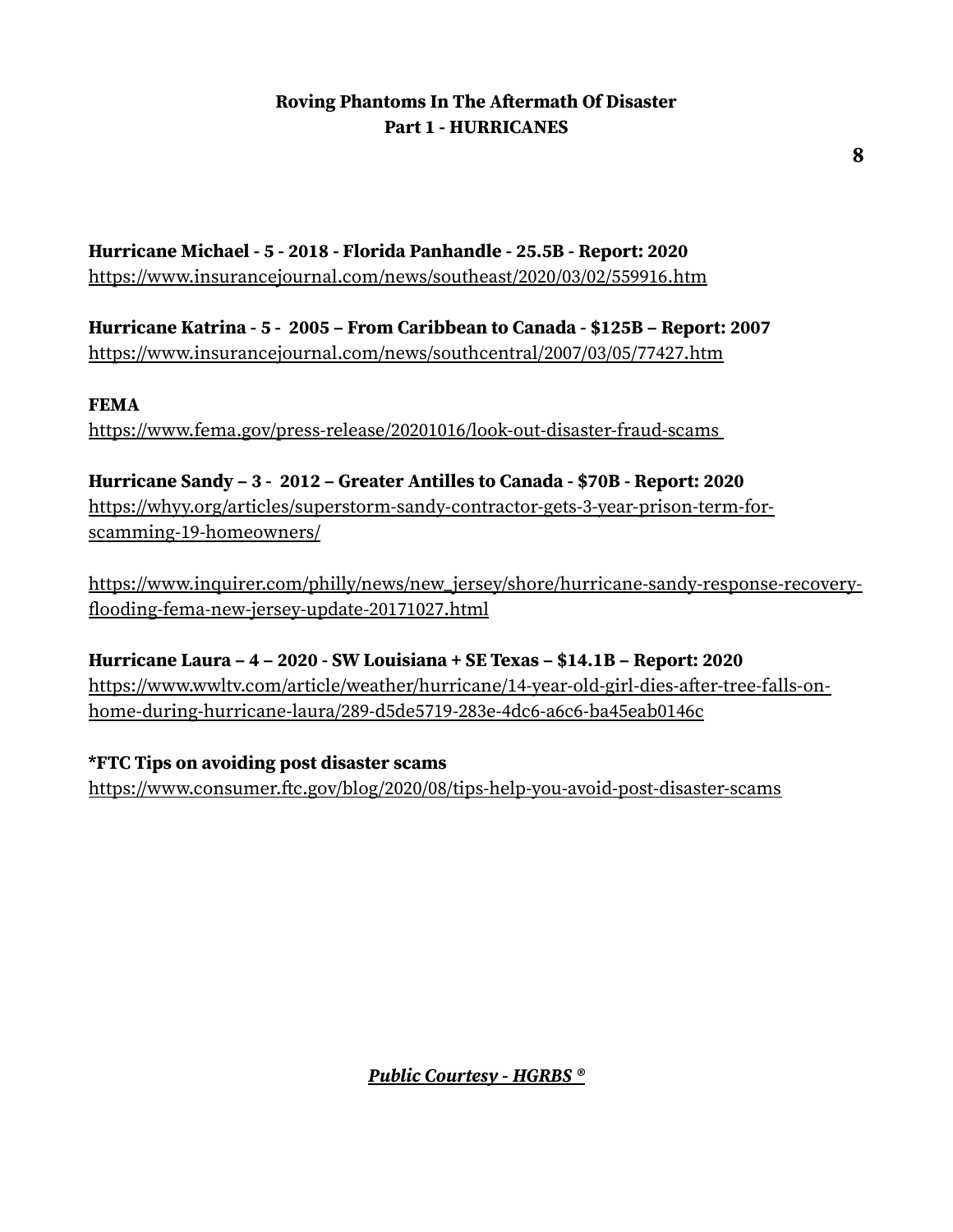**Hurricane Michael - 5 - 2018 - Florida Panhandle - 25.5B - Report: 2020**
https://www.insurancejournal.com/news/southeast/2020/03/02/559916.htm

**Hurricane Katrina - 5 - 2005 – From Caribbean to Canada - $125B – Report: 2007**
https://www.insurancejournal.com/news/southcentral/2007/03/05/77427.htm

**FEMA**
https://www.fema.gov/press-release/20201016/look-out-disaster-fraud-scams

**Hurricane Sandy – 3 - 2012 – Greater Antilles to Canada - $70B - Report: 2020**
https://whyy.org/articles/superstorm-sandy-contractor-gets-3-year-prison-term-for-scamming-19-homeowners/

https://www.inquirer.com/philly/news/new_jersey/shore/hurricane-sandy-response-recovery-flooding-fema-new-jersey-update-20171027.html

**Hurricane Laura – 4 – 2020 - SW Louisiana + SE Texas – $14.1B – Report: 2020**
https://www.wwltv.com/article/weather/hurricane/14-year-old-girl-dies-after-tree-falls-on-home-during-hurricane-laura/289-d5de5719-283e-4dc6-a6c6-ba45eab0146c

***FTC Tips on avoiding post disaster scams**
https://www.consumer.ftc.gov/blog/2020/08/tips-help-you-avoid-post-disaster-scams

***Public Courtesy - HGRBS ®***